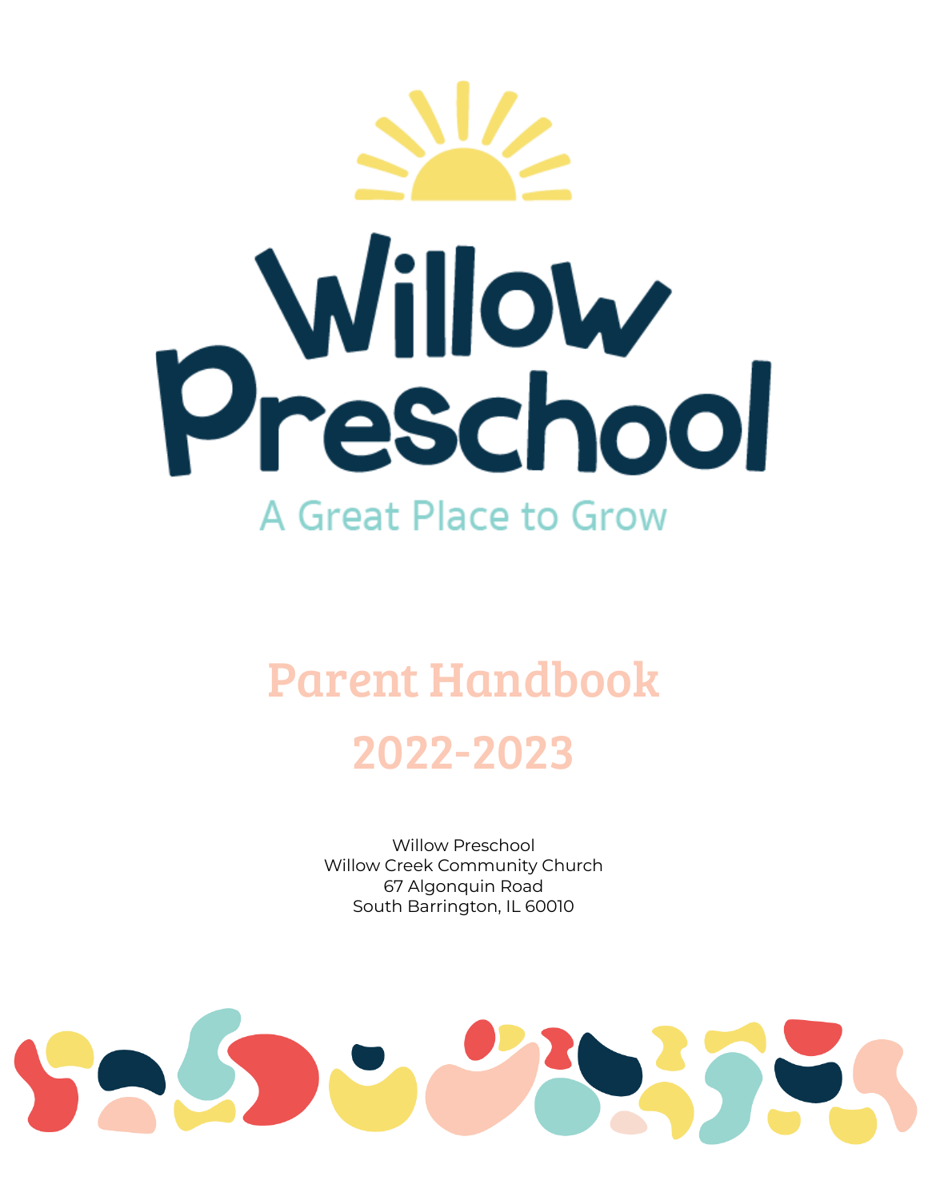# Willow Preschool

A Great Place to Grow

## Parent Handbook

## 2022-2023

Willow Preschool
Willow Creek Community Church
67 Algonquin Road
South Barrington, IL 60010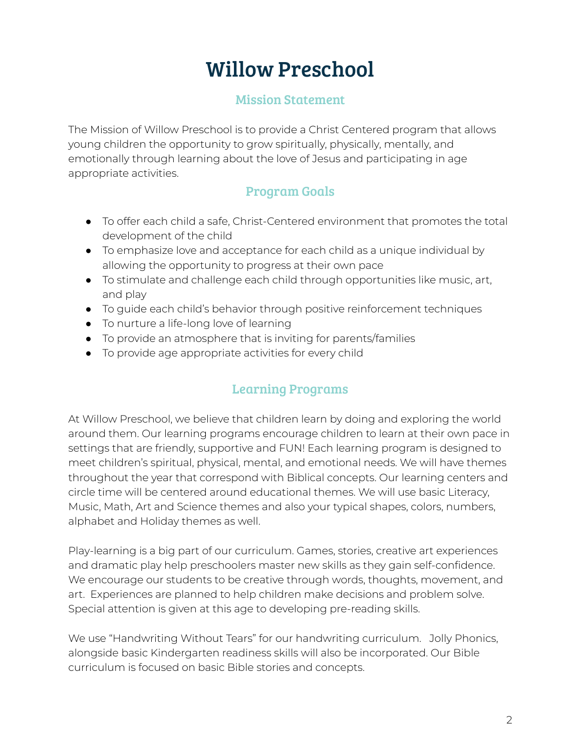# Willow Preschool

## Mission Statement

The Mission of Willow Preschool is to provide a Christ Centered program that allows young children the opportunity to grow spiritually, physically, mentally, and emotionally through learning about the love of Jesus and participating in age appropriate activities.

## Program Goals

- To offer each child a safe, Christ-Centered environment that promotes the total development of the child
- To emphasize love and acceptance for each child as a unique individual by allowing the opportunity to progress at their own pace
- To stimulate and challenge each child through opportunities like music, art, and play
- To guide each child's behavior through positive reinforcement techniques
- To nurture a life-long love of learning
- To provide an atmosphere that is inviting for parents/families
- To provide age appropriate activities for every child

## Learning Programs

At Willow Preschool, we believe that children learn by doing and exploring the world around them. Our learning programs encourage children to learn at their own pace in settings that are friendly, supportive and FUN! Each learning program is designed to meet children's spiritual, physical, mental, and emotional needs. We will have themes throughout the year that correspond with Biblical concepts. Our learning centers and circle time will be centered around educational themes. We will use basic Literacy, Music, Math, Art and Science themes and also your typical shapes, colors, numbers, alphabet and Holiday themes as well.

Play-learning is a big part of our curriculum. Games, stories, creative art experiences and dramatic play help preschoolers master new skills as they gain self-confidence. We encourage our students to be creative through words, thoughts, movement, and art. Experiences are planned to help children make decisions and problem solve. Special attention is given at this age to developing pre-reading skills.

We use "Handwriting Without Tears" for our handwriting curriculum. Jolly Phonics, alongside basic Kindergarten readiness skills will also be incorporated. Our Bible curriculum is focused on basic Bible stories and concepts.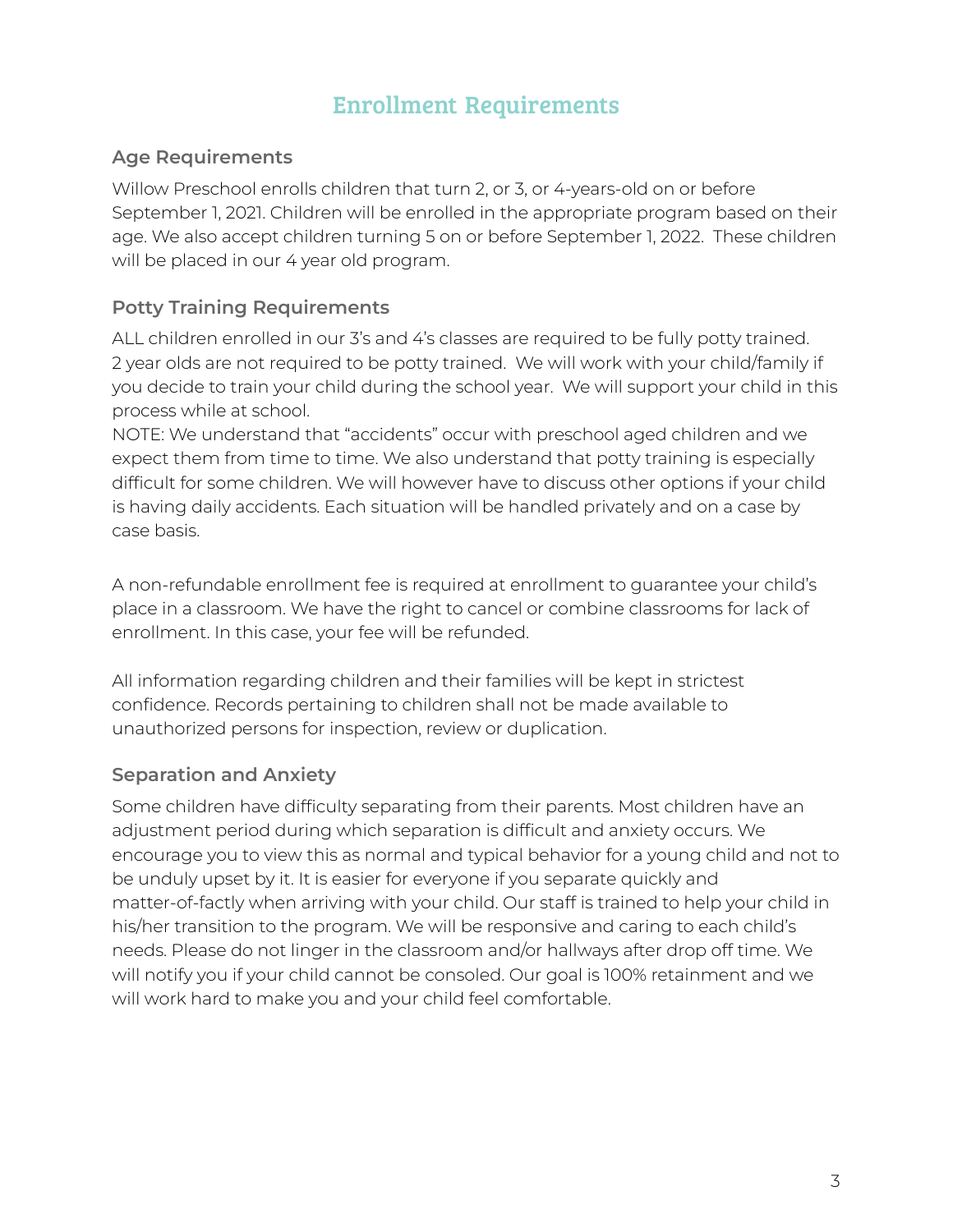# Enrollment Requirements

## Age Requirements

Willow Preschool enrolls children that turn 2, or 3, or 4-years-old on or before September 1, 2021. Children will be enrolled in the appropriate program based on their age. We also accept children turning 5 on or before September 1, 2022. These children will be placed in our 4 year old program.

## Potty Training Requirements

ALL children enrolled in our 3's and 4's classes are required to be fully potty trained. 2 year olds are not required to be potty trained. We will work with your child/family if you decide to train your child during the school year. We will support your child in this process while at school.

NOTE: We understand that "accidents" occur with preschool aged children and we expect them from time to time. We also understand that potty training is especially difficult for some children. We will however have to discuss other options if your child is having daily accidents. Each situation will be handled privately and on a case by case basis.

A non-refundable enrollment fee is required at enrollment to guarantee your child's place in a classroom. We have the right to cancel or combine classrooms for lack of enrollment. In this case, your fee will be refunded.

All information regarding children and their families will be kept in strictest confidence. Records pertaining to children shall not be made available to unauthorized persons for inspection, review or duplication.

## Separation and Anxiety

Some children have difficulty separating from their parents. Most children have an adjustment period during which separation is difficult and anxiety occurs. We encourage you to view this as normal and typical behavior for a young child and not to be unduly upset by it. It is easier for everyone if you separate quickly and matter-of-factly when arriving with your child. Our staff is trained to help your child in his/her transition to the program. We will be responsive and caring to each child's needs. Please do not linger in the classroom and/or hallways after drop off time. We will notify you if your child cannot be consoled. Our goal is 100% retainment and we will work hard to make you and your child feel comfortable.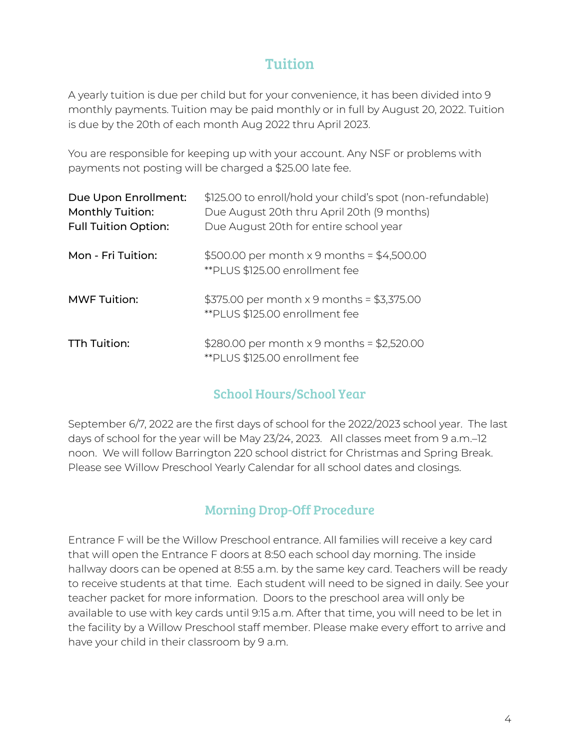## Tuition

A yearly tuition is due per child but for your convenience, it has been divided into 9 monthly payments. Tuition may be paid monthly or in full by August 20, 2022. Tuition is due by the 20th of each month Aug 2022 thru April 2023.

You are responsible for keeping up with your account. Any NSF or problems with payments not posting will be charged a $25.00 late fee.

| | |
|---|---|
| **Due Upon Enrollment:** | $125.00 to enroll/hold your child's spot (non-refundable) |
| **Monthly Tuition:** | Due August 20th thru April 20th (9 months) |
| **Full Tuition Option:** | Due August 20th for entire school year |
| **Mon - Fri Tuition:** | $500.00 per month x 9 months = $4,500.00<br>**PLUS $125.00 enrollment fee |
| **MWF Tuition:** | $375.00 per month x 9 months = $3,375.00<br>**PLUS $125.00 enrollment fee |
| **TTh Tuition:** | $280.00 per month x 9 months = $2,520.00<br>**PLUS $125.00 enrollment fee |

## School Hours/School Year

September 6/7, 2022 are the first days of school for the 2022/2023 school year. The last days of school for the year will be May 23/24, 2023. All classes meet from 9 a.m.–12 noon. We will follow Barrington 220 school district for Christmas and Spring Break. Please see Willow Preschool Yearly Calendar for all school dates and closings.

## Morning Drop-Off Procedure

Entrance F will be the Willow Preschool entrance. All families will receive a key card that will open the Entrance F doors at 8:50 each school day morning. The inside hallway doors can be opened at 8:55 a.m. by the same key card. Teachers will be ready to receive students at that time. Each student will need to be signed in daily. See your teacher packet for more information. Doors to the preschool area will only be available to use with key cards until 9:15 a.m. After that time, you will need to be let in the facility by a Willow Preschool staff member. Please make every effort to arrive and have your child in their classroom by 9 a.m.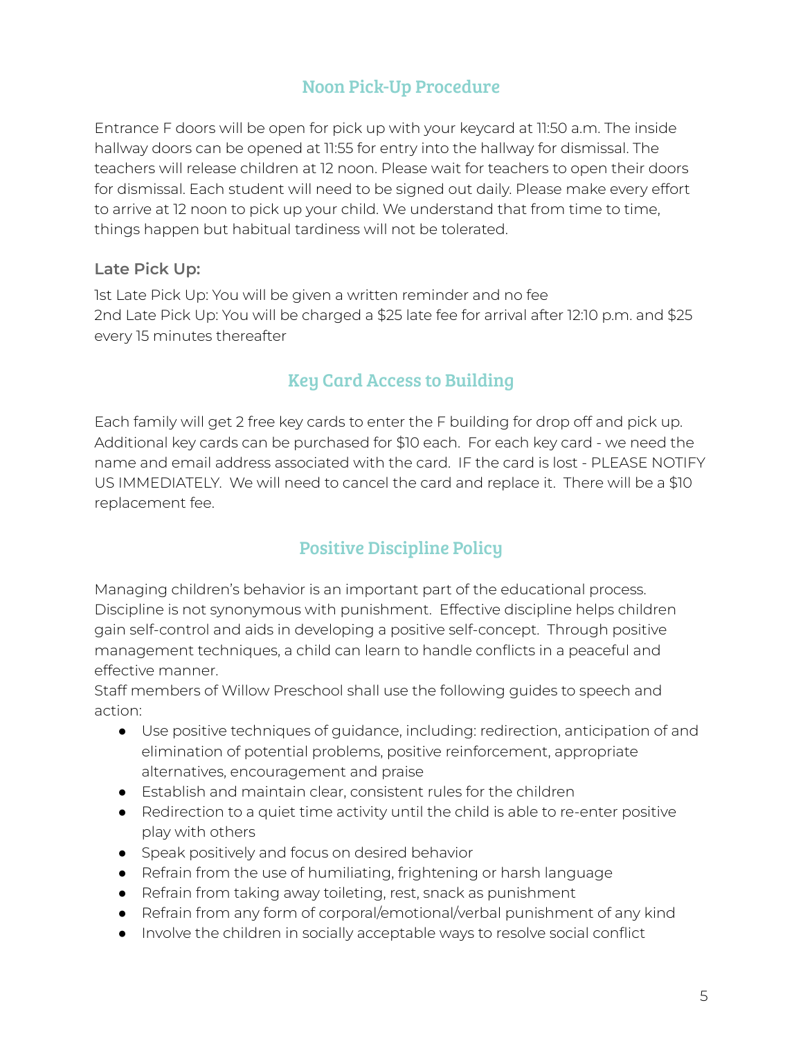## Noon Pick-Up Procedure

Entrance F doors will be open for pick up with your keycard at 11:50 a.m. The inside hallway doors can be opened at 11:55 for entry into the hallway for dismissal. The teachers will release children at 12 noon. Please wait for teachers to open their doors for dismissal. Each student will need to be signed out daily. Please make every effort to arrive at 12 noon to pick up your child. We understand that from time to time, things happen but habitual tardiness will not be tolerated.

**Late Pick Up:**

1st Late Pick Up: You will be given a written reminder and no fee
2nd Late Pick Up: You will be charged a $25 late fee for arrival after 12:10 p.m. and $25 every 15 minutes thereafter

## Key Card Access to Building

Each family will get 2 free key cards to enter the F building for drop off and pick up. Additional key cards can be purchased for $10 each. For each key card - we need the name and email address associated with the card. IF the card is lost - PLEASE NOTIFY US IMMEDIATELY. We will need to cancel the card and replace it. There will be a $10 replacement fee.

## Positive Discipline Policy

Managing children's behavior is an important part of the educational process. Discipline is not synonymous with punishment. Effective discipline helps children gain self-control and aids in developing a positive self-concept. Through positive management techniques, a child can learn to handle conflicts in a peaceful and effective manner.
Staff members of Willow Preschool shall use the following guides to speech and action:

- Use positive techniques of guidance, including: redirection, anticipation of and elimination of potential problems, positive reinforcement, appropriate alternatives, encouragement and praise
- Establish and maintain clear, consistent rules for the children
- Redirection to a quiet time activity until the child is able to re-enter positive play with others
- Speak positively and focus on desired behavior
- Refrain from the use of humiliating, frightening or harsh language
- Refrain from taking away toileting, rest, snack as punishment
- Refrain from any form of corporal/emotional/verbal punishment of any kind
- Involve the children in socially acceptable ways to resolve social conflict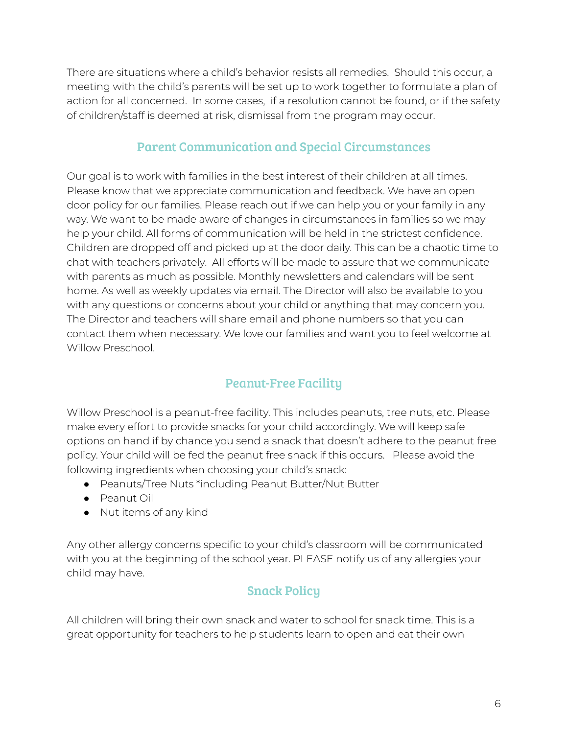There are situations where a child's behavior resists all remedies. Should this occur, a meeting with the child's parents will be set up to work together to formulate a plan of action for all concerned. In some cases, if a resolution cannot be found, or if the safety of children/staff is deemed at risk, dismissal from the program may occur.

## Parent Communication and Special Circumstances

Our goal is to work with families in the best interest of their children at all times. Please know that we appreciate communication and feedback. We have an open door policy for our families. Please reach out if we can help you or your family in any way. We want to be made aware of changes in circumstances in families so we may help your child. All forms of communication will be held in the strictest confidence. Children are dropped off and picked up at the door daily. This can be a chaotic time to chat with teachers privately. All efforts will be made to assure that we communicate with parents as much as possible. Monthly newsletters and calendars will be sent home. As well as weekly updates via email. The Director will also be available to you with any questions or concerns about your child or anything that may concern you. The Director and teachers will share email and phone numbers so that you can contact them when necessary. We love our families and want you to feel welcome at Willow Preschool.

## Peanut-Free Facility

Willow Preschool is a peanut-free facility. This includes peanuts, tree nuts, etc. Please make every effort to provide snacks for your child accordingly. We will keep safe options on hand if by chance you send a snack that doesn't adhere to the peanut free policy. Your child will be fed the peanut free snack if this occurs. Please avoid the following ingredients when choosing your child's snack:

- Peanuts/Tree Nuts *including Peanut Butter/Nut Butter
- Peanut Oil
- Nut items of any kind

Any other allergy concerns specific to your child's classroom will be communicated with you at the beginning of the school year. PLEASE notify us of any allergies your child may have.

## Snack Policy

All children will bring their own snack and water to school for snack time. This is a great opportunity for teachers to help students learn to open and eat their own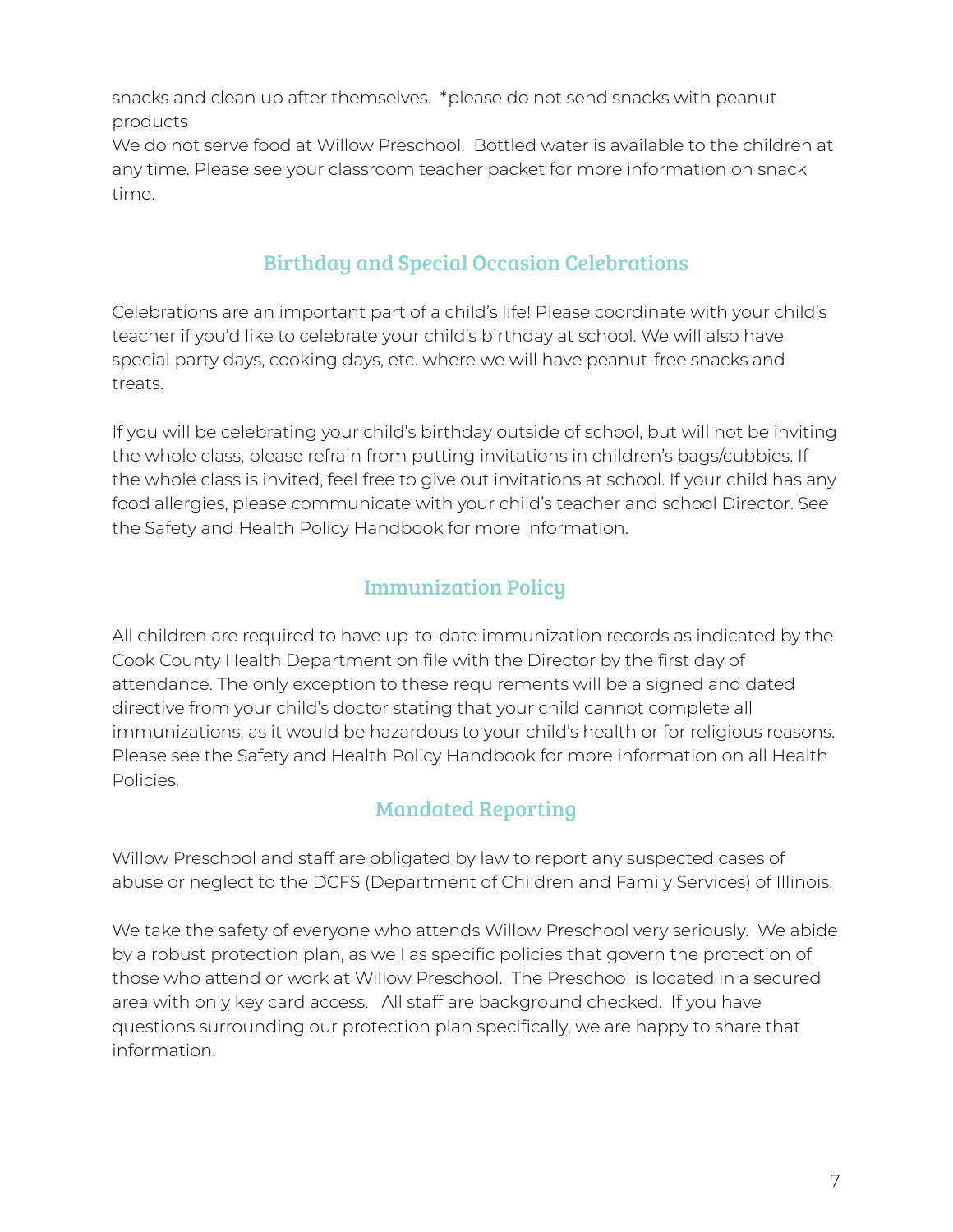snacks and clean up after themselves. *please do not send snacks with peanut products

We do not serve food at Willow Preschool. Bottled water is available to the children at any time. Please see your classroom teacher packet for more information on snack time.

## Birthday and Special Occasion Celebrations

Celebrations are an important part of a child's life! Please coordinate with your child's teacher if you'd like to celebrate your child's birthday at school. We will also have special party days, cooking days, etc. where we will have peanut-free snacks and treats.

If you will be celebrating your child's birthday outside of school, but will not be inviting the whole class, please refrain from putting invitations in children's bags/cubbies. If the whole class is invited, feel free to give out invitations at school. If your child has any food allergies, please communicate with your child's teacher and school Director. See the Safety and Health Policy Handbook for more information.

## Immunization Policy

All children are required to have up-to-date immunization records as indicated by the Cook County Health Department on file with the Director by the first day of attendance. The only exception to these requirements will be a signed and dated directive from your child's doctor stating that your child cannot complete all immunizations, as it would be hazardous to your child's health or for religious reasons. Please see the Safety and Health Policy Handbook for more information on all Health Policies.

## Mandated Reporting

Willow Preschool and staff are obligated by law to report any suspected cases of abuse or neglect to the DCFS (Department of Children and Family Services) of Illinois.

We take the safety of everyone who attends Willow Preschool very seriously. We abide by a robust protection plan, as well as specific policies that govern the protection of those who attend or work at Willow Preschool. The Preschool is located in a secured area with only key card access. All staff are background checked. If you have questions surrounding our protection plan specifically, we are happy to share that information.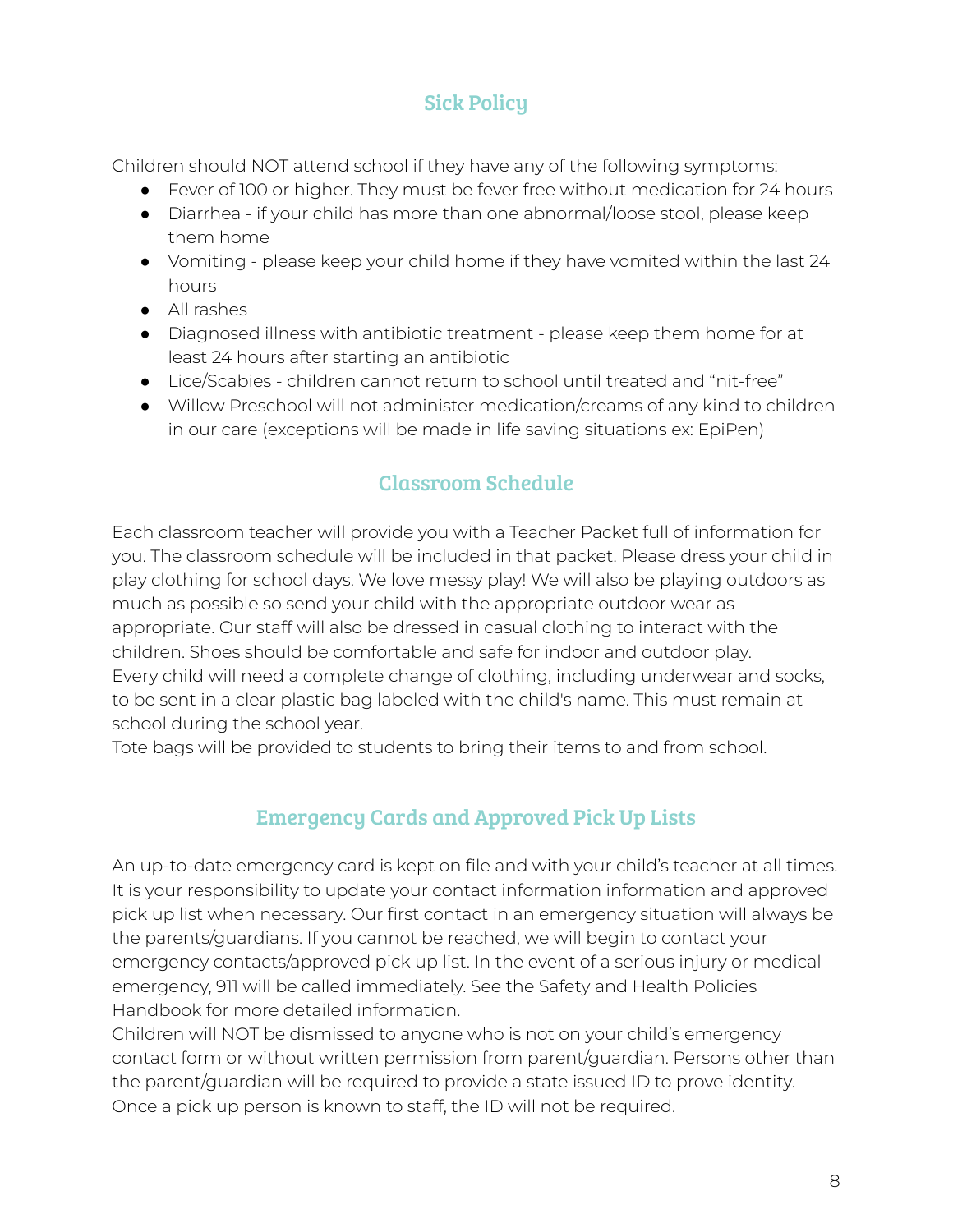## Sick Policy

Children should NOT attend school if they have any of the following symptoms:

- Fever of 100 or higher. They must be fever free without medication for 24 hours
- Diarrhea - if your child has more than one abnormal/loose stool, please keep them home
- Vomiting - please keep your child home if they have vomited within the last 24 hours
- All rashes
- Diagnosed illness with antibiotic treatment - please keep them home for at least 24 hours after starting an antibiotic
- Lice/Scabies - children cannot return to school until treated and "nit-free"
- Willow Preschool will not administer medication/creams of any kind to children in our care (exceptions will be made in life saving situations ex: EpiPen)

## Classroom Schedule

Each classroom teacher will provide you with a Teacher Packet full of information for you. The classroom schedule will be included in that packet. Please dress your child in play clothing for school days. We love messy play! We will also be playing outdoors as much as possible so send your child with the appropriate outdoor wear as appropriate. Our staff will also be dressed in casual clothing to interact with the children. Shoes should be comfortable and safe for indoor and outdoor play.
Every child will need a complete change of clothing, including underwear and socks, to be sent in a clear plastic bag labeled with the child's name. This must remain at school during the school year.
Tote bags will be provided to students to bring their items to and from school.

## Emergency Cards and Approved Pick Up Lists

An up-to-date emergency card is kept on file and with your child's teacher at all times. It is your responsibility to update your contact information information and approved pick up list when necessary. Our first contact in an emergency situation will always be the parents/guardians. If you cannot be reached, we will begin to contact your emergency contacts/approved pick up list. In the event of a serious injury or medical emergency, 911 will be called immediately. See the Safety and Health Policies Handbook for more detailed information.
Children will NOT be dismissed to anyone who is not on your child's emergency contact form or without written permission from parent/guardian. Persons other than the parent/guardian will be required to provide a state issued ID to prove identity. Once a pick up person is known to staff, the ID will not be required.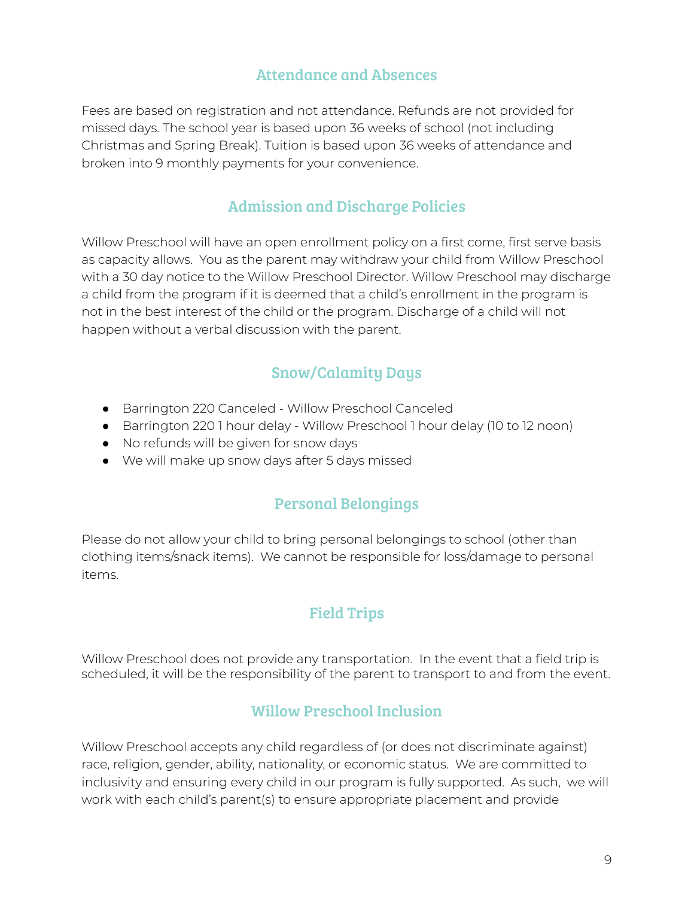## Attendance and Absences

Fees are based on registration and not attendance. Refunds are not provided for missed days. The school year is based upon 36 weeks of school (not including Christmas and Spring Break). Tuition is based upon 36 weeks of attendance and broken into 9 monthly payments for your convenience.

## Admission and Discharge Policies

Willow Preschool will have an open enrollment policy on a first come, first serve basis as capacity allows. You as the parent may withdraw your child from Willow Preschool with a 30 day notice to the Willow Preschool Director. Willow Preschool may discharge a child from the program if it is deemed that a child's enrollment in the program is not in the best interest of the child or the program. Discharge of a child will not happen without a verbal discussion with the parent.

## Snow/Calamity Days

- Barrington 220 Canceled - Willow Preschool Canceled
- Barrington 220 1 hour delay - Willow Preschool 1 hour delay (10 to 12 noon)
- No refunds will be given for snow days
- We will make up snow days after 5 days missed

## Personal Belongings

Please do not allow your child to bring personal belongings to school (other than clothing items/snack items). We cannot be responsible for loss/damage to personal items.

## Field Trips

Willow Preschool does not provide any transportation. In the event that a field trip is scheduled, it will be the responsibility of the parent to transport to and from the event.

## Willow Preschool Inclusion

Willow Preschool accepts any child regardless of (or does not discriminate against) race, religion, gender, ability, nationality, or economic status. We are committed to inclusivity and ensuring every child in our program is fully supported. As such, we will work with each child's parent(s) to ensure appropriate placement and provide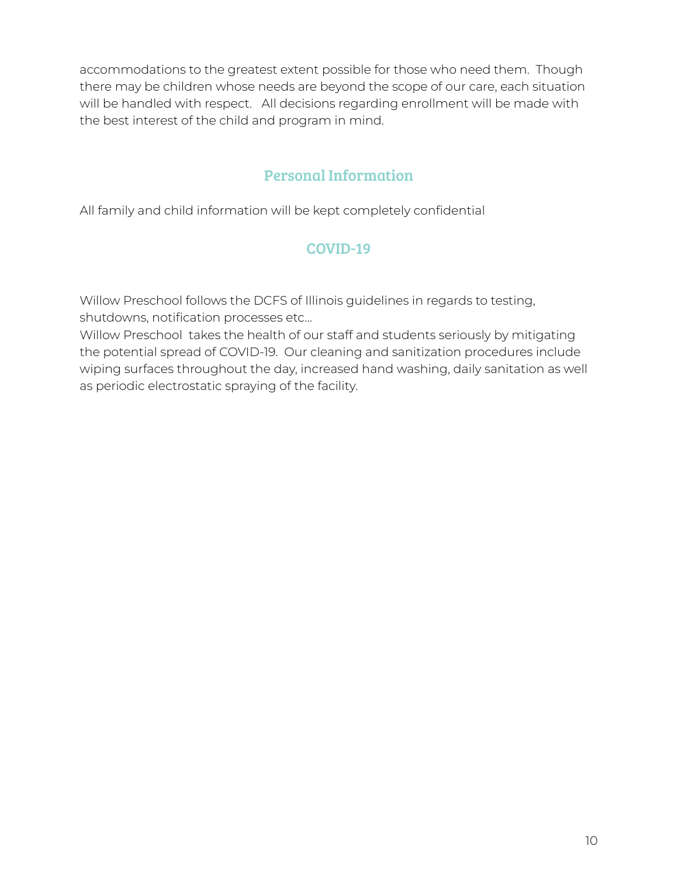accommodations to the greatest extent possible for those who need them. Though there may be children whose needs are beyond the scope of our care, each situation will be handled with respect. All decisions regarding enrollment will be made with the best interest of the child and program in mind.

## Personal Information

All family and child information will be kept completely confidential

## COVID-19

Willow Preschool follows the DCFS of Illinois guidelines in regards to testing, shutdowns, notification processes etc…

Willow Preschool takes the health of our staff and students seriously by mitigating the potential spread of COVID-19. Our cleaning and sanitization procedures include wiping surfaces throughout the day, increased hand washing, daily sanitation as well as periodic electrostatic spraying of the facility.